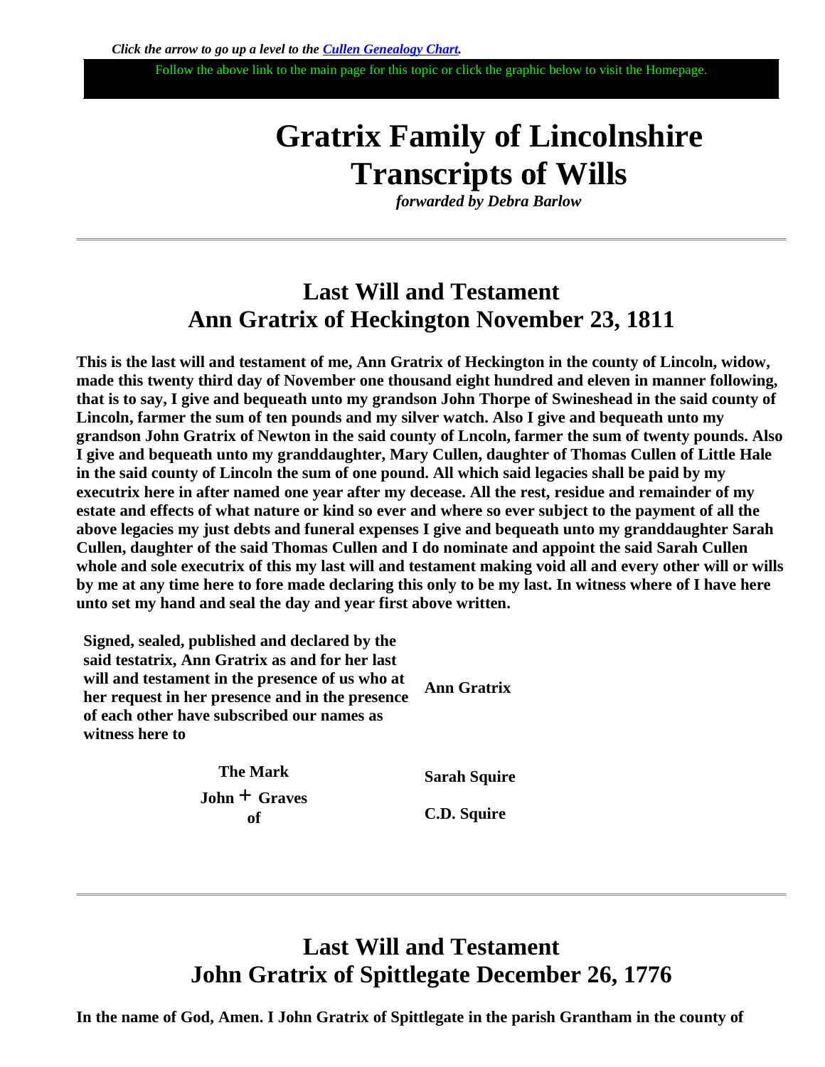*Click the arrow to go up a level to the [Cullen Genealogy Chart](Cullen Genealogy Chart).*

Follow the above link to the main page for this topic or click the graphic below to visit the Homepage.

# Gratrix Family of Lincolnshire Transcripts of Wills

*forwarded by Debra Barlow*

---

## Last Will and Testament
## Ann Gratrix of Heckington November 23, 1811

**This is the last will and testament of me, Ann Gratrix of Heckington in the county of Lincoln, widow, made this twenty third day of November one thousand eight hundred and eleven in manner following, that is to say, I give and bequeath unto my grandson John Thorpe of Swineshead in the said county of Lincoln, farmer the sum of ten pounds and my silver watch. Also I give and bequeath unto my grandson John Gratrix of Newton in the said county of Lncoln, farmer the sum of twenty pounds. Also I give and bequeath unto my granddaughter, Mary Cullen, daughter of Thomas Cullen of Little Hale in the said county of Lincoln the sum of one pound. All which said legacies shall be paid by my executrix here in after named one year after my decease. All the rest, residue and remainder of my estate and effects of what nature or kind so ever and where so ever subject to the payment of all the above legacies my just debts and funeral expenses I give and bequeath unto my granddaughter Sarah Cullen, daughter of the said Thomas Cullen and I do nominate and appoint the said Sarah Cullen whole and sole executrix of this my last will and testament making void all and every other will or wills by me at any time here to fore made declaring this only to be my last. In witness where of I have here unto set my hand and seal the day and year first above written.**

| | |
|---|---|
| **Signed, sealed, published and declared by the said testatrix, Ann Gratrix as and for her last will and testament in the presence of us who at her request in her presence and in the presence of each other have subscribed our names as witness here to** | **Ann Gratrix** |
| **The Mark John + Graves of** | **Sarah Squire** **C.D. Squire** |

---

## Last Will and Testament
## John Gratrix of Spittlegate December 26, 1776

**In the name of God, Amen. I John Gratrix of Spittlegate in the parish Grantham in the county of**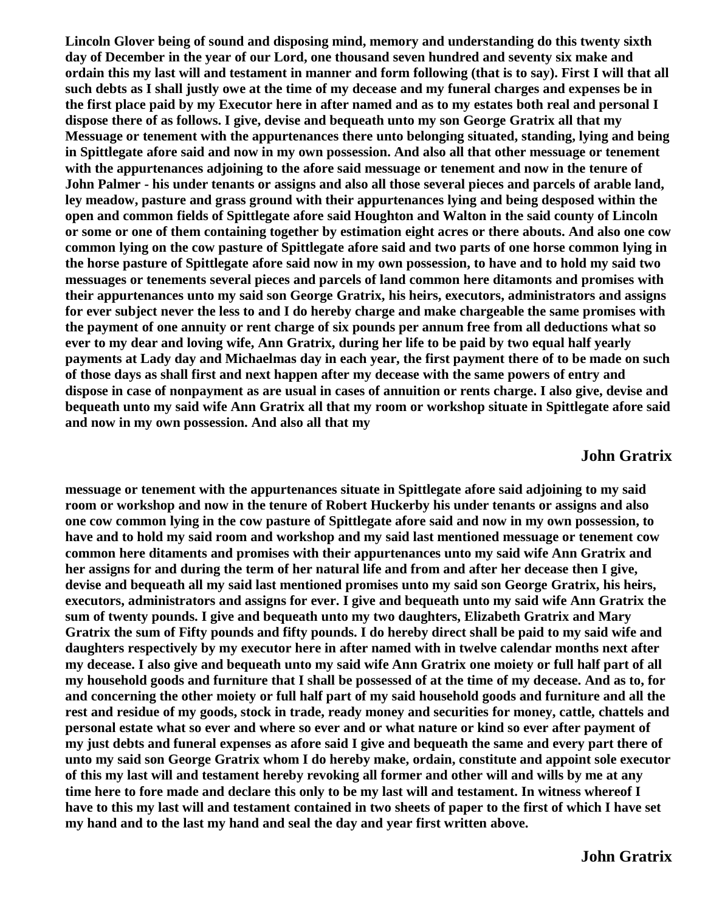**Lincoln Glover being of sound and disposing mind, memory and understanding do this twenty sixth day of December in the year of our Lord, one thousand seven hundred and seventy six make and ordain this my last will and testament in manner and form following (that is to say). First I will that all such debts as I shall justly owe at the time of my decease and my funeral charges and expenses be in the first place paid by my Executor here in after named and as to my estates both real and personal I dispose there of as follows. I give, devise and bequeath unto my son George Gratrix all that my Messuage or tenement with the appurtenances there unto belonging situated, standing, lying and being in Spittlegate afore said and now in my own possession. And also all that other message or tenement with the appurtenances adjoining to the afore said message or tenement and now in the tenure of John Palmer - his under tenants or assigns and also all those several pieces and parcels of arable land, ley meadow, pasture and grass ground with their appurtenances lying and being desposed within the open and common fields of Spittlegate afore said Houghton and Walton in the said county of Lincoln or some or one of them containing together by estimation eight acres or there abouts. And also one cow common lying on the cow pasture of Spittlegate afore said and two parts of one horse common lying in the horse pasture of Spittlegate afore said now in my own possession, to have and to hold my said two messuages or tenements several pieces and parcels of land common here ditamonts and promises with their appurtenances unto my said son George Gratrix, his heirs, executors, administrators and assigns for ever subject never the less to and I do hereby charge and make chargeable the same promises with the payment of one annuity or rent charge of six pounds per annum free from all deductions what so ever to my dear and loving wife, Ann Gratrix, during her life to be paid by two equal half yearly payments at Lady day and Michaelmas day in each year, the first payment there of to be made on such of those days as shall first and next happen after my decease with the same powers of entry and dispose in case of nonpayment as are usual in cases of annuition or rents charge. I also give, devise and bequeath unto my said wife Ann Gratrix all that my room or workshop situate in Spittlegate afore said and now in my own possession. And also all that my**

**John Gratrix**

**messuage or tenement with the appurtenances situate in Spittlegate afore said adjoining to my said room or workshop and now in the tenure of Robert Huckerby his under tenants or assigns and also one cow common lying in the cow pasture of Spittlegate afore said and now in my own possession, to have and to hold my said room and workshop and my said last mentioned messuage or tenement cow common here ditaments and promises with their appurtenances unto my said wife Ann Gratrix and her assigns for and during the term of her natural life and from and after her decease then I give, devise and bequeath all my said last mentioned promises unto my said son George Gratrix, his heirs, executors, administrators and assigns for ever. I give and bequeath unto my said wife Ann Gratrix the sum of twenty pounds. I give and bequeath unto my two daughters, Elizabeth Gratrix and Mary Gratrix the sum of Fifty pounds and fifty pounds. I do hereby direct shall be paid to my said wife and daughters respectively by my executor here in after named with in twelve calendar months next after my decease. I also give and bequeath unto my said wife Ann Gratrix one moiety or full half part of all my household goods and furniture that I shall be possessed of at the time of my decease. And as to, for and concerning the other moiety or full half part of my said household goods and furniture and all the rest and residue of my goods, stock in trade, ready money and securities for money, cattle, chattels and personal estate what so ever and where so ever and or what nature or kind so ever after payment of my just debts and funeral expenses as afore said I give and bequeath the same and every part there of unto my said son George Gratrix whom I do hereby make, ordain, constitute and appoint sole executor of this my last will and testament hereby revoking all former and other will and wills by me at any time here to fore made and declare this only to be my last will and testament. In witness whereof I have to this my last will and testament contained in two sheets of paper to the first of which I have set my hand and to the last my hand and seal the day and year first written above.**

**John Gratrix**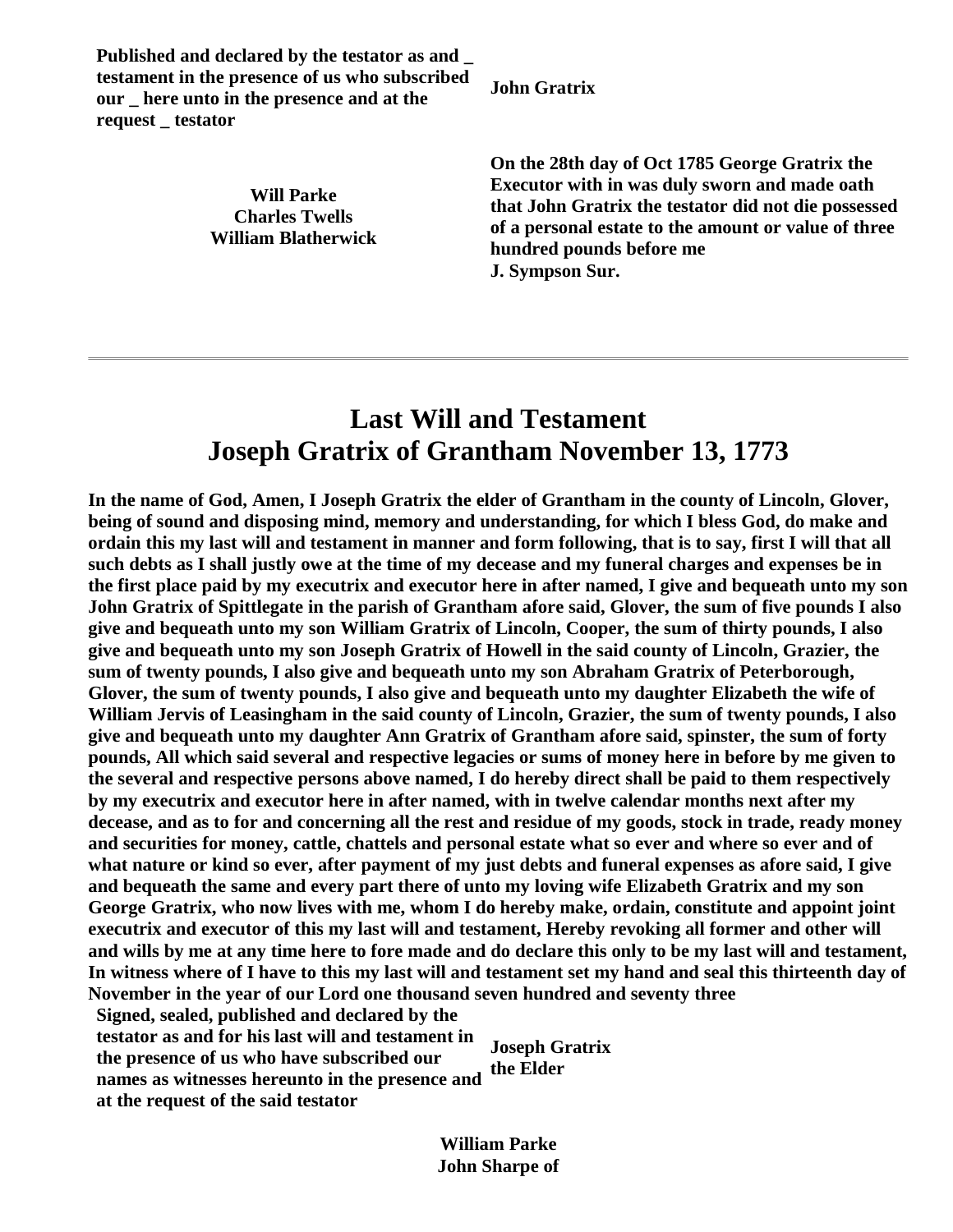**Published and declared by the testator as and _ testament in the presence of us who subscribed our _ here unto in the presence and at the request _ testator**

**John Gratrix**

**Will Parke**
**Charles Twells**
**William Blatherwick**

**On the 28th day of Oct 1785 George Gratrix the Executor with in was duly sworn and made oath that John Gratrix the testator did not die possessed of a personal estate to the amount or value of three hundred pounds before me**
**J. Sympson Sur.**

---

# Last Will and Testament
# Joseph Gratrix of Grantham November 13, 1773

**In the name of God, Amen, I Joseph Gratrix the elder of Grantham in the county of Lincoln, Glover, being of sound and disposing mind, memory and understanding, for which I bless God, do make and ordain this my last will and testament in manner and form following, that is to say, first I will that all such debts as I shall justly owe at the time of my decease and my funeral charges and expenses be in the first place paid by my executrix and executor here in after named, I give and bequeath unto my son John Gratrix of Spittlegate in the parish of Grantham afore said, Glover, the sum of five pounds I also give and bequeath unto my son William Gratrix of Lincoln, Cooper, the sum of thirty pounds, I also give and bequeath unto my son Joseph Gratrix of Howell in the said county of Lincoln, Grazier, the sum of twenty pounds, I also give and bequeath unto my son Abraham Gratrix of Peterborough, Glover, the sum of twenty pounds, I also give and bequeath unto my daughter Elizabeth the wife of William Jervis of Leasingham in the said county of Lincoln, Grazier, the sum of twenty pounds, I also give and bequeath unto my daughter Ann Gratrix of Grantham afore said, spinster, the sum of forty pounds, All which said several and respective legacies or sums of money here in before by me given to the several and respective persons above named, I do hereby direct shall be paid to them respectively by my executrix and executor here in after named, with in twelve calendar months next after my decease, and as to for and concerning all the rest and residue of my goods, stock in trade, ready money and securities for money, cattle, chattels and personal estate what so ever and where so ever and of what nature or kind so ever, after payment of my just debts and funeral expenses as afore said, I give and bequeath the same and every part there of unto my loving wife Elizabeth Gratrix and my son George Gratrix, who now lives with me, whom I do hereby make, ordain, constitute and appoint joint executrix and executor of this my last will and testament, Hereby revoking all former and other will and wills by me at any time here to fore made and do declare this only to be my last will and testament, In witness where of I have to this my last will and testament set my hand and seal this thirteenth day of November in the year of our Lord one thousand seven hundred and seventy three**

**Signed, sealed, published and declared by the testator as and for his last will and testament in the presence of us who have subscribed our names as witnesses hereunto in the presence and at the request of the said testator**

**Joseph Gratrix the Elder**

**William Parke**
**John Sharpe of**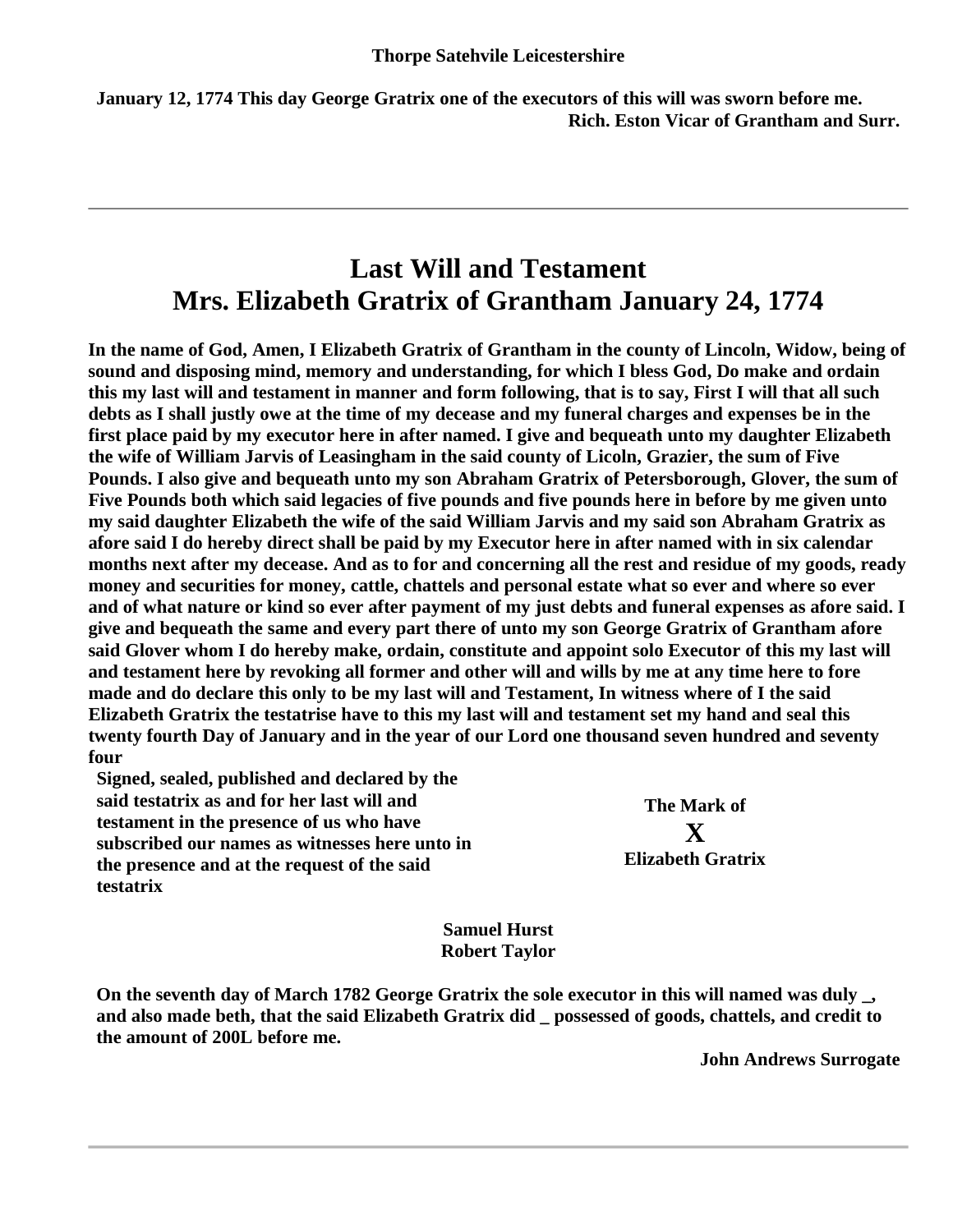**Thorpe Satehvile Leicestershire**

**January 12, 1774 This day George Gratrix one of the executors of this will was sworn before me.**
**Rich. Eston Vicar of Grantham and Surr.**

---

# Last Will and Testament
# Mrs. Elizabeth Gratrix of Grantham January 24, 1774

**In the name of God, Amen, I Elizabeth Gratrix of Grantham in the county of Lincoln, Widow, being of sound and disposing mind, memory and understanding, for which I bless God, Do make and ordain this my last will and testament in manner and form following, that is to say, First I will that all such debts as I shall justly owe at the time of my decease and my funeral charges and expenses be in the first place paid by my executor here in after named. I give and bequeath unto my daughter Elizabeth the wife of William Jarvis of Leasingham in the said county of Licoln, Grazier, the sum of Five Pounds. I also give and bequeath unto my son Abraham Gratrix of Petersborough, Glover, the sum of Five Pounds both which said legacies of five pounds and five pounds here in before by me given unto my said daughter Elizabeth the wife of the said William Jarvis and my said son Abraham Gratrix as afore said I do hereby direct shall be paid by my Executor here in after named with in six calendar months next after my decease. And as to for and concerning all the rest and residue of my goods, ready money and securities for money, cattle, chattels and personal estate what so ever and where so ever and of what nature or kind so ever after payment of my just debts and funeral expenses as afore said. I give and bequeath the same and every part there of unto my son George Gratrix of Grantham afore said Glover whom I do hereby make, ordain, constitute and appoint solo Executor of this my last will and testament here by revoking all former and other will and wills by me at any time here to fore made and do declare this only to be my last will and Testament, In witness where of I the said Elizabeth Gratrix the testatrise have to this my last will and testament set my hand and seal this twenty fourth Day of January and in the year of our Lord one thousand seven hundred and seventy four**

**Signed, sealed, published and declared by the said testatrix as and for her last will and testament in the presence of us who have subscribed our names as witnesses here unto in the presence and at the request of the said testatrix**

**The Mark of**
**X**
**Elizabeth Gratrix**

**Samuel Hurst**
**Robert Taylor**

**On the seventh day of March 1782 George Gratrix the sole executor in this will named was duly _, and also made beth, that the said Elizabeth Gratrix did _ possessed of goods, chattels, and credit to the amount of 200L before me.**

**John Andrews Surrogate**

---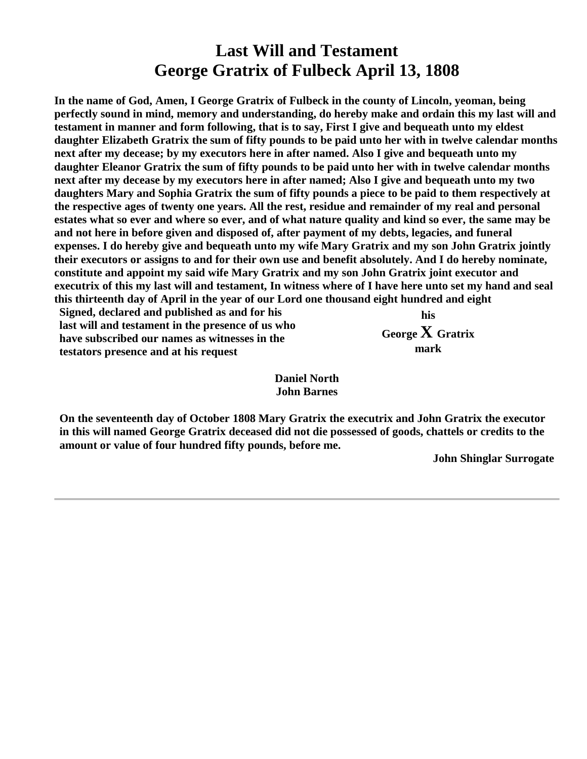# Last Will and Testament
# George Gratrix of Fulbeck April 13, 1808

**In the name of God, Amen, I George Gratrix of Fulbeck in the county of Lincoln, yeoman, being perfectly sound in mind, memory and understanding, do hereby make and ordain this my last will and testament in manner and form following, that is to say, First I give and bequeath unto my eldest daughter Elizabeth Gratrix the sum of fifty pounds to be paid unto her with in twelve calendar months next after my decease; by my executors here in after named. Also I give and bequeath unto my daughter Eleanor Gratrix the sum of fifty pounds to be paid unto her with in twelve calendar months next after my decease by my executors here in after named; Also I give and bequeath unto my two daughters Mary and Sophia Gratrix the sum of fifty pounds a piece to be paid to them respectively at the respective ages of twenty one years. All the rest, residue and remainder of my real and personal estates what so ever and where so ever, and of what nature quality and kind so ever, the same may be and not here in before given and disposed of, after payment of my debts, legacies, and funeral expenses. I do hereby give and bequeath unto my wife Mary Gratrix and my son John Gratrix jointly their executors or assigns to and for their own use and benefit absolutely. And I do hereby nominate, constitute and appoint my said wife Mary Gratrix and my son John Gratrix joint executor and executrix of this my last will and testament, In witness where of I have here unto set my hand and seal this thirteenth day of April in the year of our Lord one thousand eight hundred and eight**

**Signed, declared and published as and for his last will and testament in the presence of us who have subscribed our names as witnesses in the testators presence and at his request**

**his**
**George X Gratrix**
**mark**

**Daniel North**
**John Barnes**

**On the seventeenth day of October 1808 Mary Gratrix the executrix and John Gratrix the executor in this will named George Gratrix deceased did not die possessed of goods, chattels or credits to the amount or value of four hundred fifty pounds, before me.**

**John Shinglar Surrogate**

---